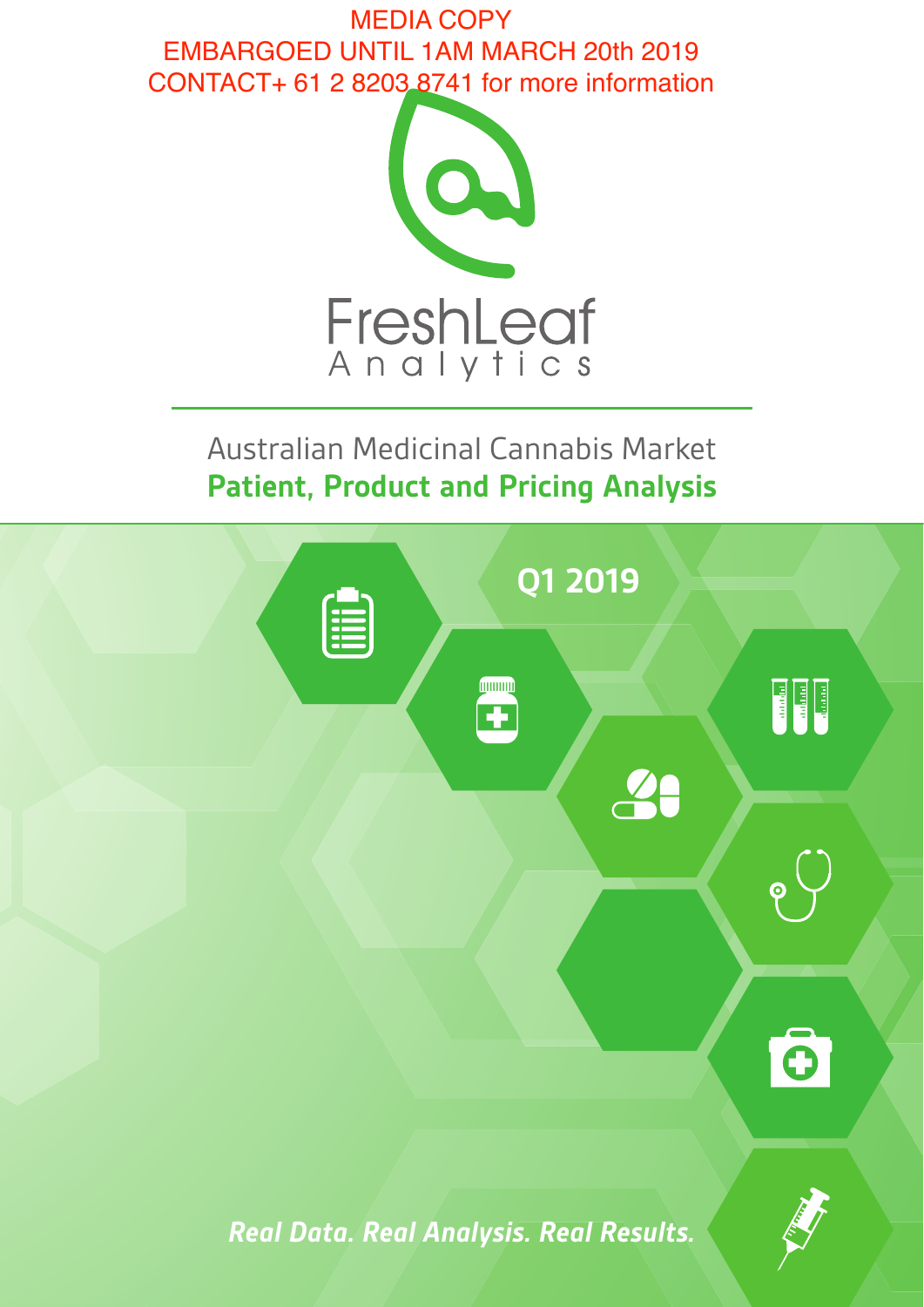MEDIA COPY
EMBARGOED UNTIL 1AM MARCH 20th 2019
CONTACT+ 61 2 8203 8741 for more information

FreshLeaf
Analytics

# Australian Medicinal Cannabis Market
## **Patient, Product and Pricing Analysis**

**Q1 2019**

***Real Data. Real Analysis. Real Results.***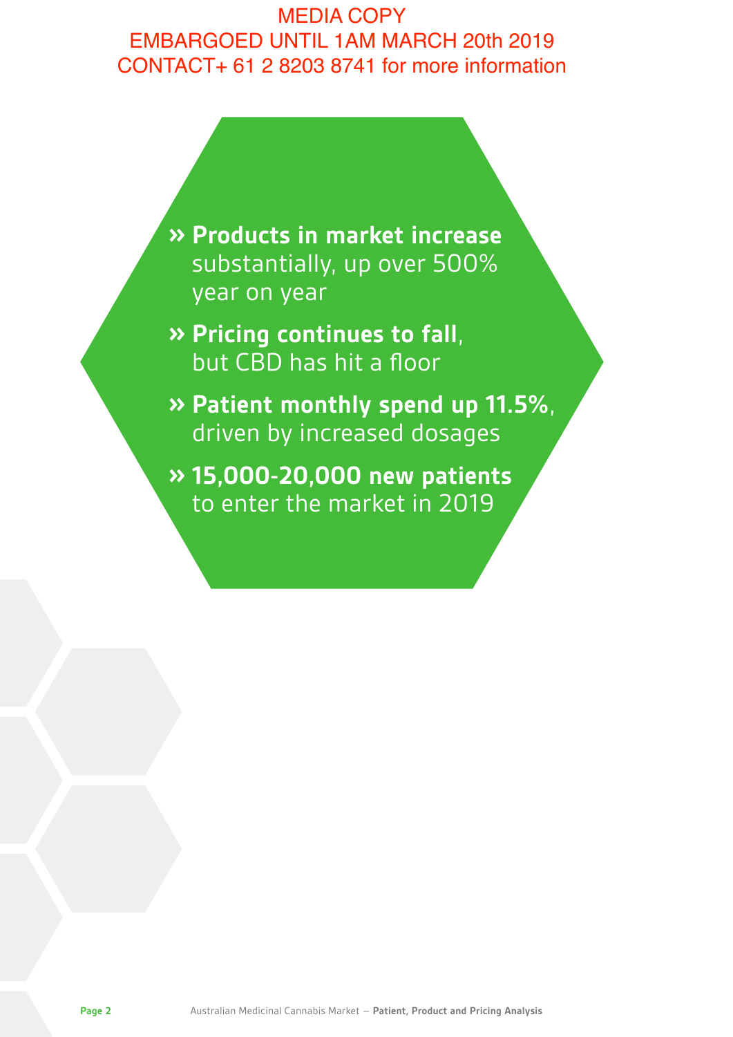MEDIA COPY
EMBARGOED UNTIL 1AM MARCH 20th 2019
CONTACT+ 61 2 8203 8741 for more information

- **Products in market increase** substantially, up over 500% year on year
- **Pricing continues to fall**, but CBD has hit a floor
- **Patient monthly spend up 11.5%**, driven by increased dosages
- **15,000-20,000 new patients** to enter the market in 2019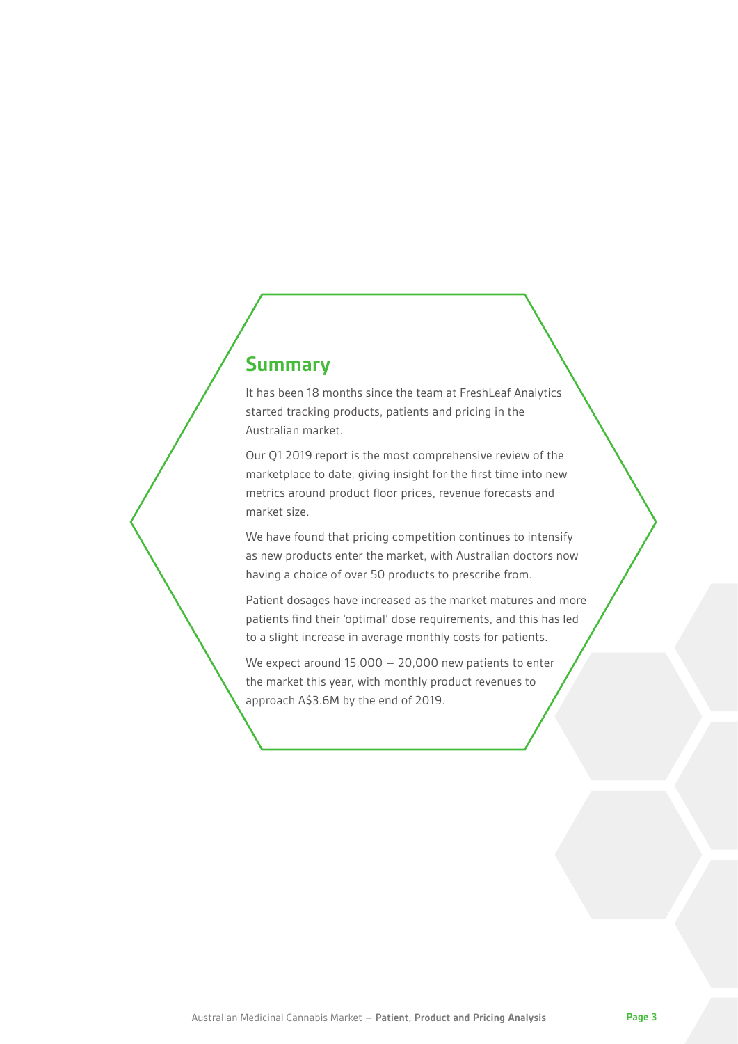## Summary

It has been 18 months since the team at FreshLeaf Analytics started tracking products, patients and pricing in the Australian market.

Our Q1 2019 report is the most comprehensive review of the marketplace to date, giving insight for the first time into new metrics around product floor prices, revenue forecasts and market size.

We have found that pricing competition continues to intensify as new products enter the market, with Australian doctors now having a choice of over 50 products to prescribe from.

Patient dosages have increased as the market matures and more patients find their 'optimal' dose requirements, and this has led to a slight increase in average monthly costs for patients.

We expect around 15,000 – 20,000 new patients to enter the market this year, with monthly product revenues to approach A$3.6M by the end of 2019.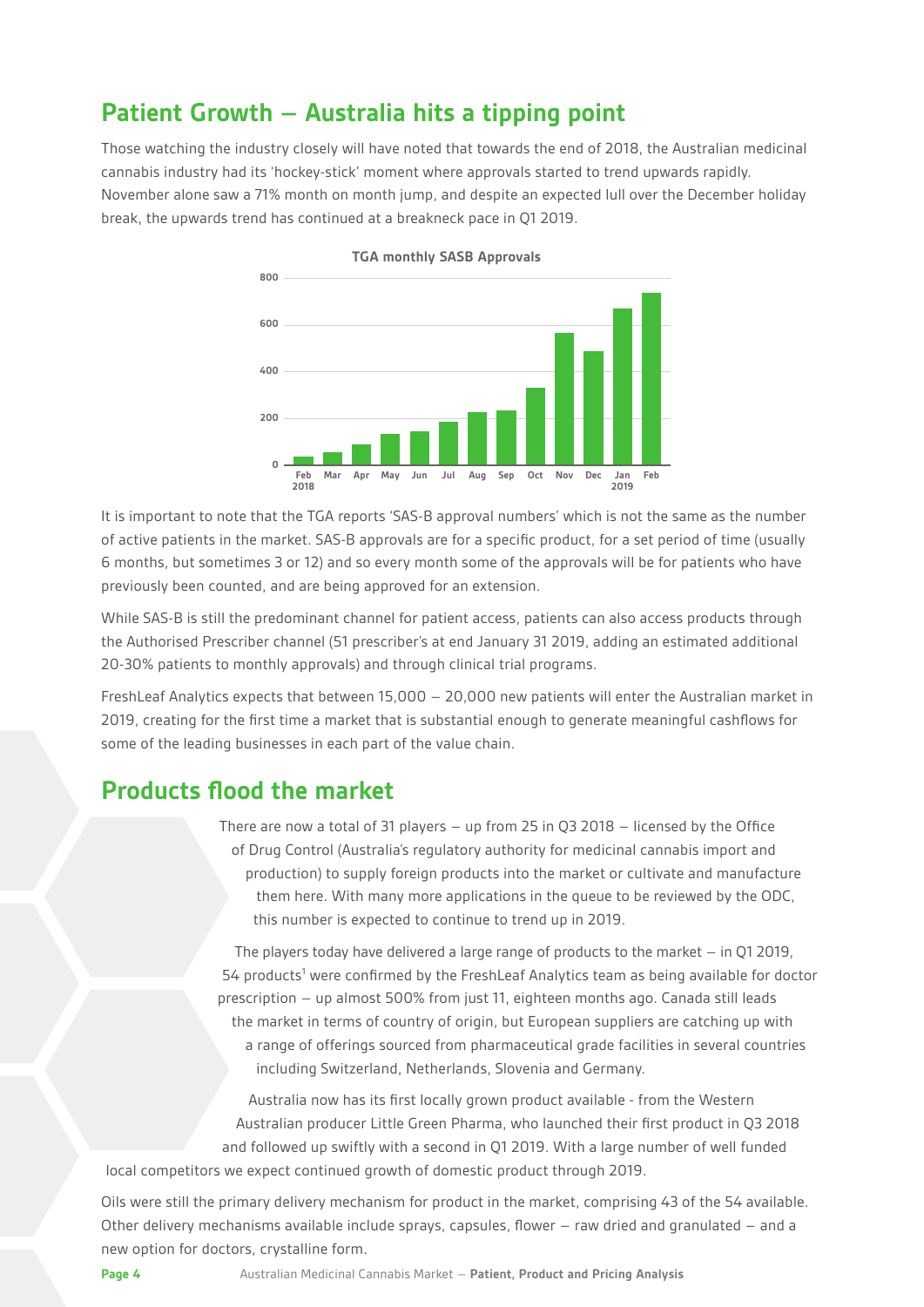## Patient Growth – Australia hits a tipping point

Those watching the industry closely will have noted that towards the end of 2018, the Australian medicinal cannabis industry had its 'hockey-stick' moment where approvals started to trend upwards rapidly. November alone saw a 71% month on month jump, and despite an expected lull over the December holiday break, the upwards trend has continued at a breakneck pace in Q1 2019.

**TGA monthly SASB Approvals**

It is important to note that the TGA reports 'SAS-B approval numbers' which is not the same as the number of active patients in the market. SAS-B approvals are for a specific product, for a set period of time (usually 6 months, but sometimes 3 or 12) and so every month some of the approvals will be for patients who have previously been counted, and are being approved for an extension.

While SAS-B is still the predominant channel for patient access, patients can also access products through the Authorised Prescriber channel (51 prescriber's at end January 31 2019, adding an estimated additional 20-30% patients to monthly approvals) and through clinical trial programs.

FreshLeaf Analytics expects that between 15,000 – 20,000 new patients will enter the Australian market in 2019, creating for the first time a market that is substantial enough to generate meaningful cashflows for some of the leading businesses in each part of the value chain.

## Products flood the market

There are now a total of 31 players – up from 25 in Q3 2018 – licensed by the Office of Drug Control (Australia's regulatory authority for medicinal cannabis import and production) to supply foreign products into the market or cultivate and manufacture them here. With many more applications in the queue to be reviewed by the ODC, this number is expected to continue to trend up in 2019.

The players today have delivered a large range of products to the market – in Q1 2019, 54 products[1] were confirmed by the FreshLeaf Analytics team as being available for doctor prescription – up almost 500% from just 11, eighteen months ago. Canada still leads the market in terms of country of origin, but European suppliers are catching up with a range of offerings sourced from pharmaceutical grade facilities in several countries including Switzerland, Netherlands, Slovenia and Germany.

Australia now has its first locally grown product available - from the Western Australian producer Little Green Pharma, who launched their first product in Q3 2018 and followed up swiftly with a second in Q1 2019. With a large number of well funded local competitors we expect continued growth of domestic product through 2019.

Oils were still the primary delivery mechanism for product in the market, comprising 43 of the 54 available. Other delivery mechanisms available include sprays, capsules, flower – raw dried and granulated – and a new option for doctors, crystalline form.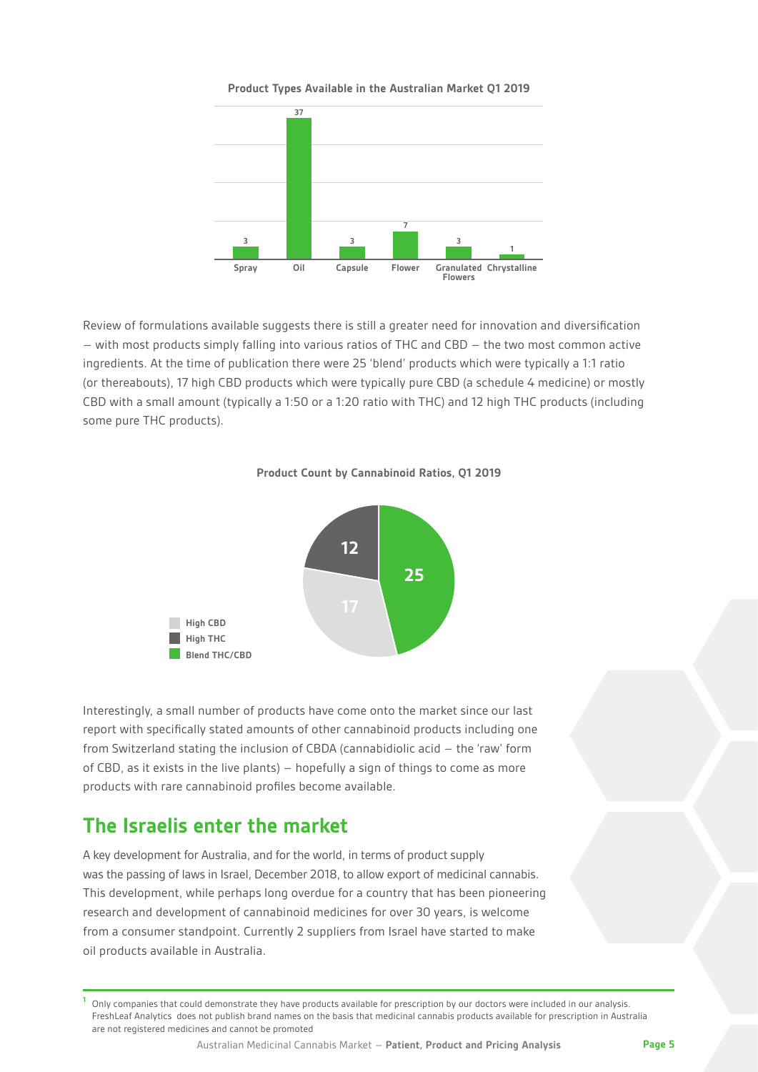**Product Types Available in the Australian Market Q1 2019**

| Spray | Oil | Capsule | Flower | Granulated Flowers | Chrystalline |
|---|---|---|---|---|---|
| 3 | 37 | 3 | 7 | 3 | 1 |

Review of formulations available suggests there is still a greater need for innovation and diversification – with most products simply falling into various ratios of THC and CBD – the two most common active ingredients. At the time of publication there were 25 'blend' products which were typically a 1:1 ratio (or thereabouts), 17 high CBD products which were typically pure CBD (a schedule 4 medicine) or mostly CBD with a small amount (typically a 1:50 or a 1:20 ratio with THC) and 12 high THC products (including some pure THC products).

**Product Count by Cannabinoid Ratios, Q1 2019**

| Category | Count |
|---|---|
| High CBD | 17 |
| High THC | 12 |
| Blend THC/CBD | 25 |

Interestingly, a small number of products have come onto the market since our last report with specifically stated amounts of other cannabinoid products including one from Switzerland stating the inclusion of CBDA (cannabidiolic acid – the 'raw' form of CBD, as it exists in the live plants) – hopefully a sign of things to come as more products with rare cannabinoid profiles become available.

## The Israelis enter the market

A key development for Australia, and for the world, in terms of product supply was the passing of laws in Israel, December 2018, to allow export of medicinal cannabis. This development, while perhaps long overdue for a country that has been pioneering research and development of cannabinoid medicines for over 30 years, is welcome from a consumer standpoint. Currently 2 suppliers from Israel have started to make oil products available in Australia.

[1] Only companies that could demonstrate they have products available for prescription by our doctors were included in our analysis. FreshLeaf Analytics does not publish brand names on the basis that medicinal cannabis products available for prescription in Australia are not registered medicines and cannot be promoted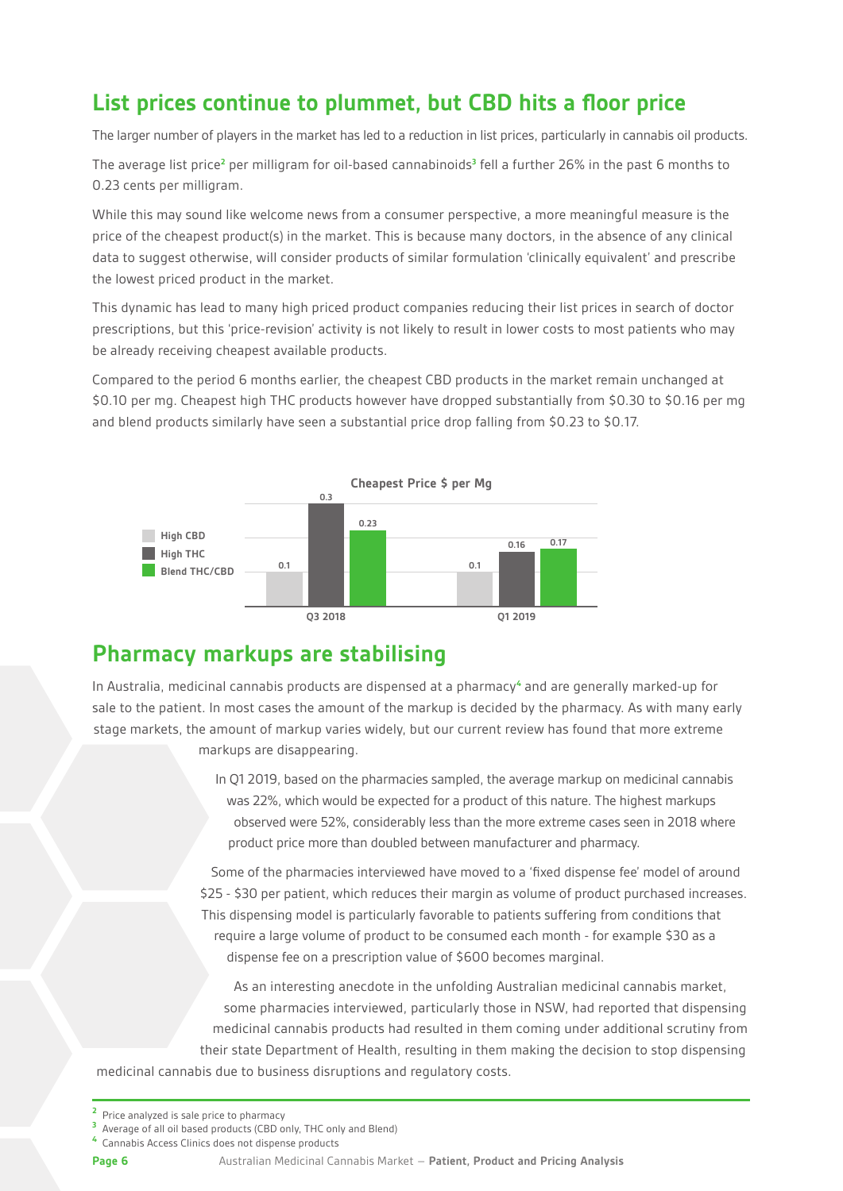## List prices continue to plummet, but CBD hits a floor price

The larger number of players in the market has led to a reduction in list prices, particularly in cannabis oil products.

The average list price[2] per milligram for oil-based cannabinoids[3] fell a further 26% in the past 6 months to 0.23 cents per milligram.

While this may sound like welcome news from a consumer perspective, a more meaningful measure is the price of the cheapest product(s) in the market. This is because many doctors, in the absence of any clinical data to suggest otherwise, will consider products of similar formulation 'clinically equivalent' and prescribe the lowest priced product in the market.

This dynamic has lead to many high priced product companies reducing their list prices in search of doctor prescriptions, but this 'price-revision' activity is not likely to result in lower costs to most patients who may be already receiving cheapest available products.

Compared to the period 6 months earlier, the cheapest CBD products in the market remain unchanged at $0.10 per mg. Cheapest high THC products however have dropped substantially from $0.30 to $0.16 per mg and blend products similarly have seen a substantial price drop falling from $0.23 to $0.17.

**Cheapest Price $ per Mg**

| | High CBD | High THC | Blend THC/CBD |
|---|---|---|---|
| Q3 2018 | 0.1 | 0.3 | 0.23 |
| Q1 2019 | 0.1 | 0.16 | 0.17 |

## Pharmacy markups are stabilising

In Australia, medicinal cannabis products are dispensed at a pharmacy[4] and are generally marked-up for sale to the patient. In most cases the amount of the markup is decided by the pharmacy. As with many early stage markets, the amount of markup varies widely, but our current review has found that more extreme markups are disappearing.

In Q1 2019, based on the pharmacies sampled, the average markup on medicinal cannabis was 22%, which would be expected for a product of this nature. The highest markups observed were 52%, considerably less than the more extreme cases seen in 2018 where product price more than doubled between manufacturer and pharmacy.

Some of the pharmacies interviewed have moved to a 'fixed dispense fee' model of around $25 - $30 per patient, which reduces their margin as volume of product purchased increases. This dispensing model is particularly favorable to patients suffering from conditions that require a large volume of product to be consumed each month - for example $30 as a dispense fee on a prescription value of $600 becomes marginal.

As an interesting anecdote in the unfolding Australian medicinal cannabis market, some pharmacies interviewed, particularly those in NSW, had reported that dispensing medicinal cannabis products had resulted in them coming under additional scrutiny from their state Department of Health, resulting in them making the decision to stop dispensing medicinal cannabis due to business disruptions and regulatory costs.

---

[2] Price analyzed is sale price to pharmacy

[3] Average of all oil based products (CBD only, THC only and Blend)

[4] Cannabis Access Clinics does not dispense products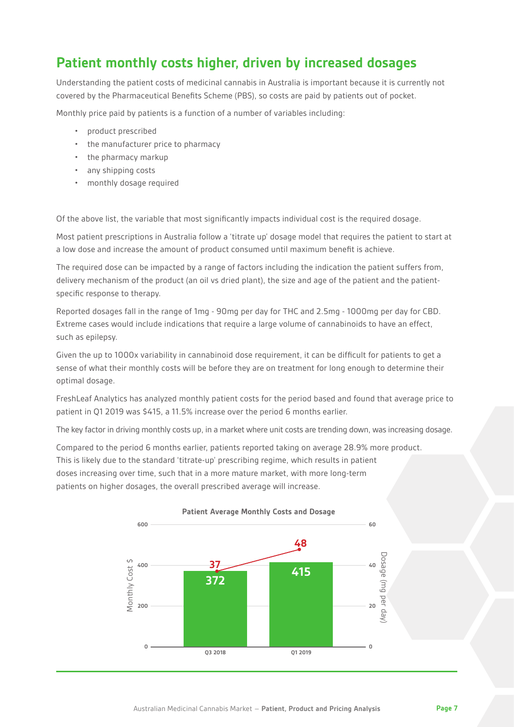## Patient monthly costs higher, driven by increased dosages

Understanding the patient costs of medicinal cannabis in Australia is important because it is currently not covered by the Pharmaceutical Benefits Scheme (PBS), so costs are paid by patients out of pocket.

Monthly price paid by patients is a function of a number of variables including:

- product prescribed
- the manufacturer price to pharmacy
- the pharmacy markup
- any shipping costs
- monthly dosage required

Of the above list, the variable that most significantly impacts individual cost is the required dosage.

Most patient prescriptions in Australia follow a 'titrate up' dosage model that requires the patient to start at a low dose and increase the amount of product consumed until maximum benefit is achieve.

The required dose can be impacted by a range of factors including the indication the patient suffers from, delivery mechanism of the product (an oil vs dried plant), the size and age of the patient and the patient-specific response to therapy.

Reported dosages fall in the range of 1mg - 90mg per day for THC and 2.5mg - 1000mg per day for CBD. Extreme cases would include indications that require a large volume of cannabinoids to have an effect, such as epilepsy.

Given the up to 1000x variability in cannabinoid dose requirement, it can be difficult for patients to get a sense of what their monthly costs will be before they are on treatment for long enough to determine their optimal dosage.

FreshLeaf Analytics has analyzed monthly patient costs for the period based and found that average price to patient in Q1 2019 was $415, a 11.5% increase over the period 6 months earlier.

The key factor in driving monthly costs up, in a market where unit costs are trending down, was increasing dosage.

Compared to the period 6 months earlier, patients reported taking on average 28.9% more product. This is likely due to the standard 'titrate-up' prescribing regime, which results in patient doses increasing over time, such that in a more mature market, with more long-term patients on higher dosages, the overall prescribed average will increase.

**Patient Average Monthly Costs and Dosage**

| Period | Monthly Cost $ | Dosage (mg per day) |
|---|---|---|
| Q3 2018 | 372 | 37 |
| Q1 2019 | 415 | 48 |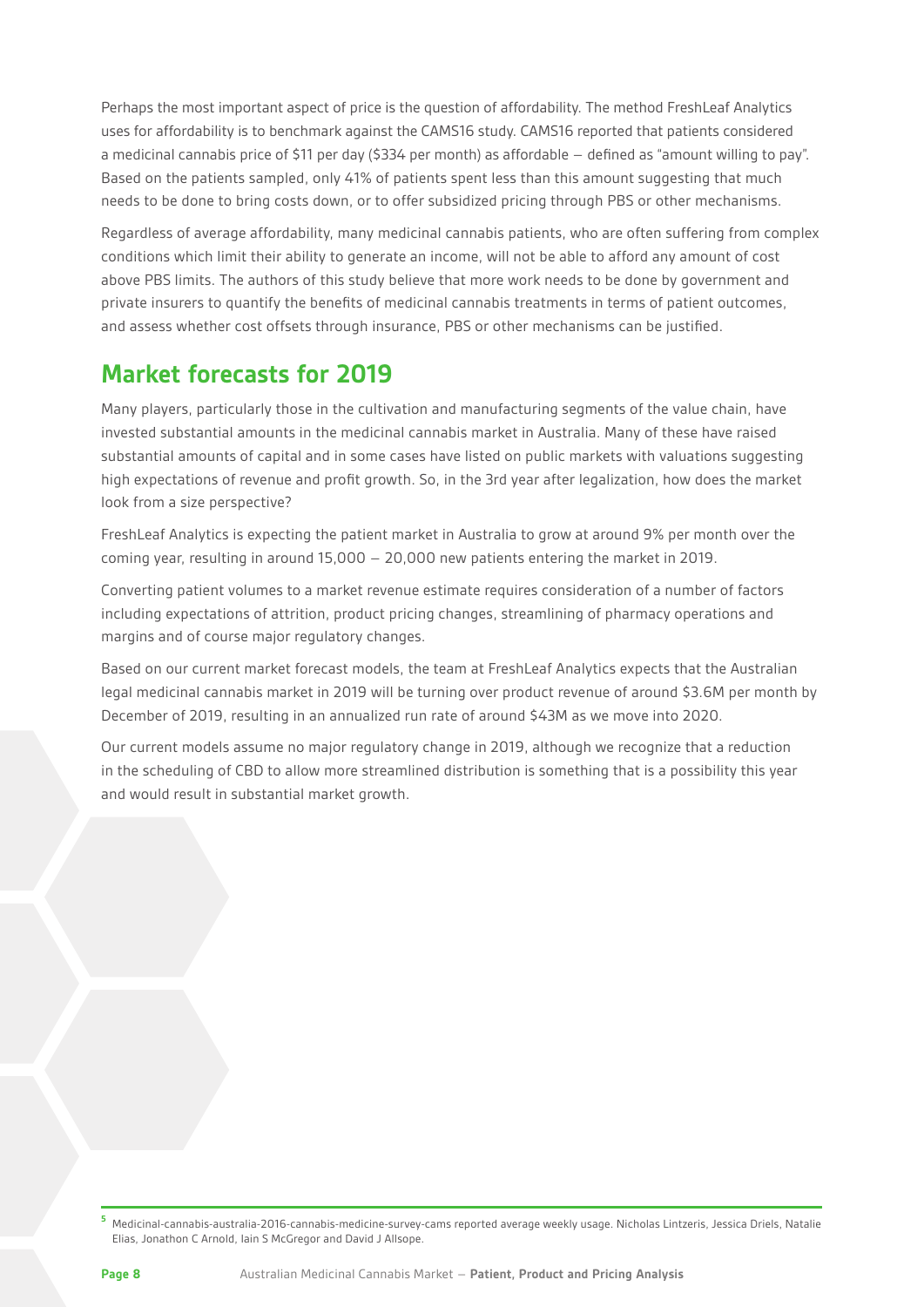Perhaps the most important aspect of price is the question of affordability. The method FreshLeaf Analytics uses for affordability is to benchmark against the CAMS16 study. CAMS16 reported that patients considered a medicinal cannabis price of $11 per day ($334 per month) as affordable – defined as "amount willing to pay". Based on the patients sampled, only 41% of patients spent less than this amount suggesting that much needs to be done to bring costs down, or to offer subsidized pricing through PBS or other mechanisms.

Regardless of average affordability, many medicinal cannabis patients, who are often suffering from complex conditions which limit their ability to generate an income, will not be able to afford any amount of cost above PBS limits. The authors of this study believe that more work needs to be done by government and private insurers to quantify the benefits of medicinal cannabis treatments in terms of patient outcomes, and assess whether cost offsets through insurance, PBS or other mechanisms can be justified.

## Market forecasts for 2019

Many players, particularly those in the cultivation and manufacturing segments of the value chain, have invested substantial amounts in the medicinal cannabis market in Australia. Many of these have raised substantial amounts of capital and in some cases have listed on public markets with valuations suggesting high expectations of revenue and profit growth. So, in the 3rd year after legalization, how does the market look from a size perspective?

FreshLeaf Analytics is expecting the patient market in Australia to grow at around 9% per month over the coming year, resulting in around 15,000 – 20,000 new patients entering the market in 2019.

Converting patient volumes to a market revenue estimate requires consideration of a number of factors including expectations of attrition, product pricing changes, streamlining of pharmacy operations and margins and of course major regulatory changes.

Based on our current market forecast models, the team at FreshLeaf Analytics expects that the Australian legal medicinal cannabis market in 2019 will be turning over product revenue of around $3.6M per month by December of 2019, resulting in an annualized run rate of around $43M as we move into 2020.

Our current models assume no major regulatory change in 2019, although we recognize that a reduction in the scheduling of CBD to allow more streamlined distribution is something that is a possibility this year and would result in substantial market growth.

[5] Medicinal-cannabis-australia-2016-cannabis-medicine-survey-cams reported average weekly usage. Nicholas Lintzeris, Jessica Driels, Natalie Elias, Jonathon C Arnold, Iain S McGregor and David J Allsope.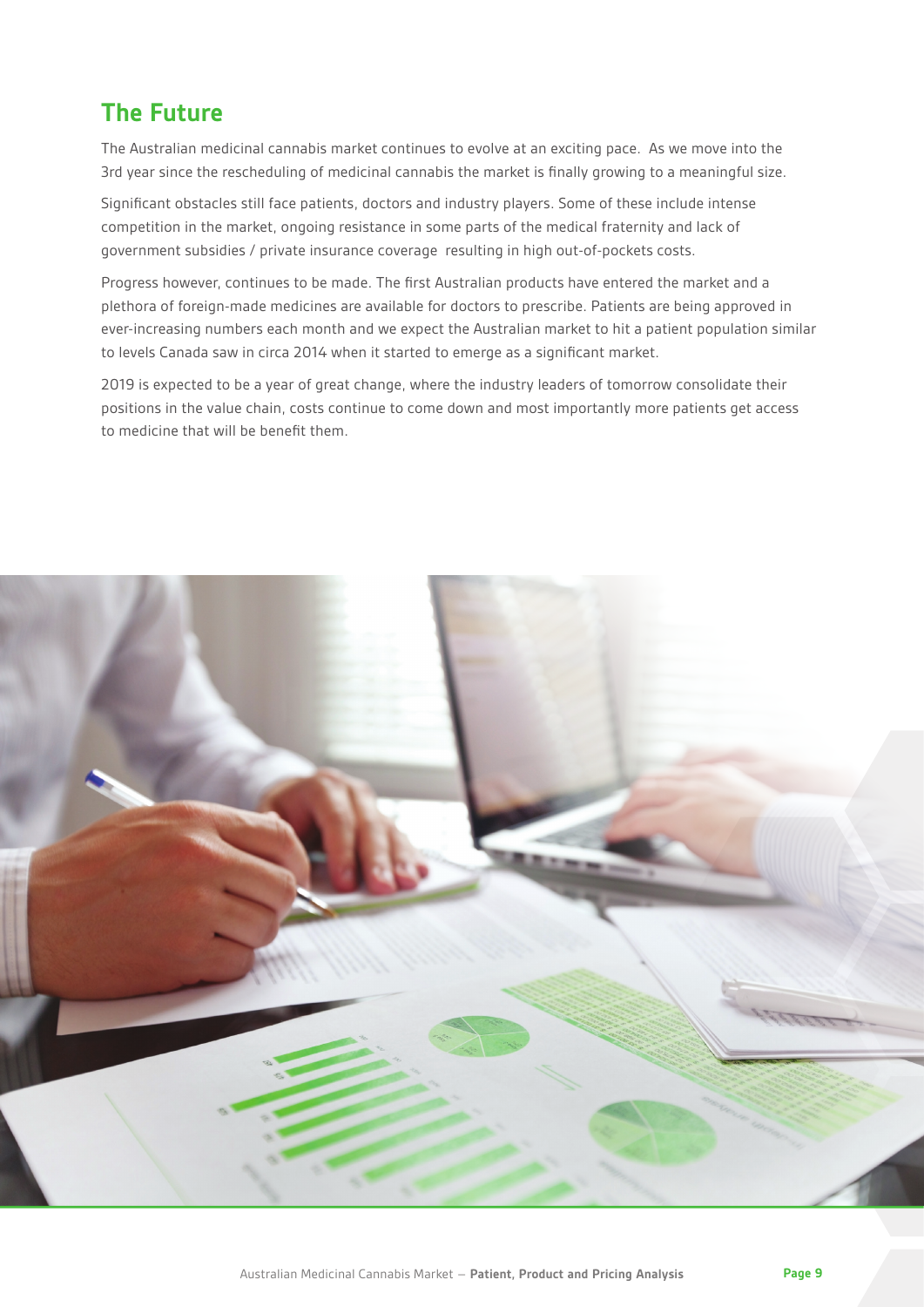## The Future

The Australian medicinal cannabis market continues to evolve at an exciting pace. As we move into the 3rd year since the rescheduling of medicinal cannabis the market is finally growing to a meaningful size.

Significant obstacles still face patients, doctors and industry players. Some of these include intense competition in the market, ongoing resistance in some parts of the medical fraternity and lack of government subsidies / private insurance coverage resulting in high out-of-pockets costs.

Progress however, continues to be made. The first Australian products have entered the market and a plethora of foreign-made medicines are available for doctors to prescribe. Patients are being approved in ever-increasing numbers each month and we expect the Australian market to hit a patient population similar to levels Canada saw in circa 2014 when it started to emerge as a significant market.

2019 is expected to be a year of great change, where the industry leaders of tomorrow consolidate their positions in the value chain, costs continue to come down and most importantly more patients get access to medicine that will be benefit them.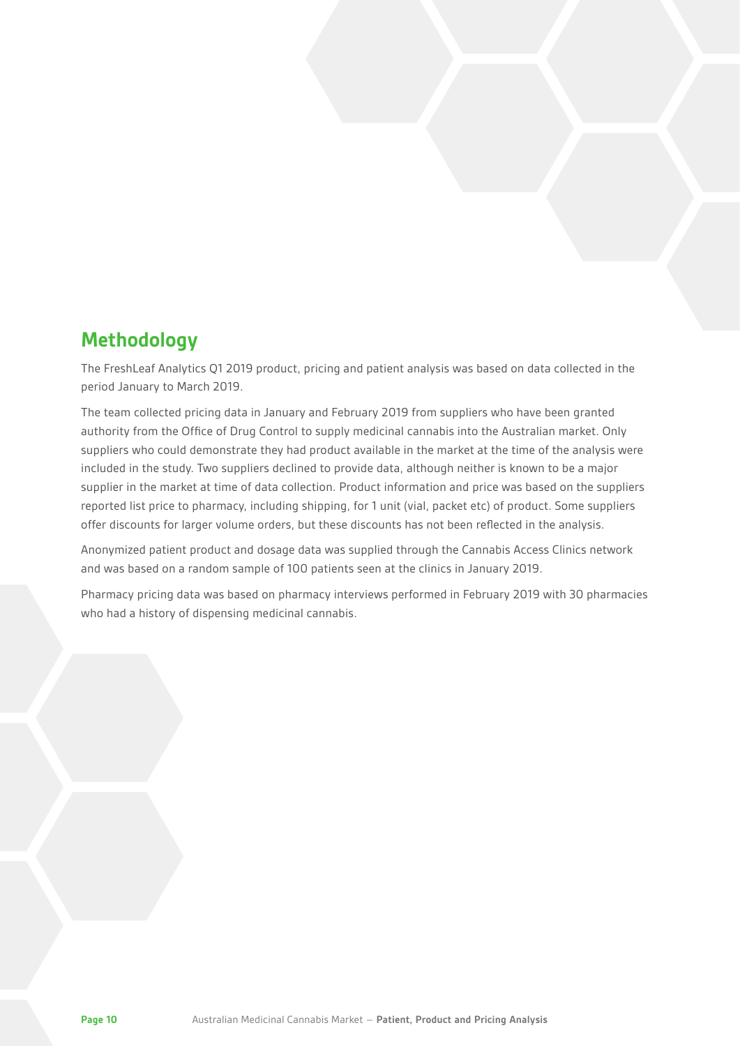## Methodology

The FreshLeaf Analytics Q1 2019 product, pricing and patient analysis was based on data collected in the period January to March 2019.

The team collected pricing data in January and February 2019 from suppliers who have been granted authority from the Office of Drug Control to supply medicinal cannabis into the Australian market. Only suppliers who could demonstrate they had product available in the market at the time of the analysis were included in the study. Two suppliers declined to provide data, although neither is known to be a major supplier in the market at time of data collection. Product information and price was based on the suppliers reported list price to pharmacy, including shipping, for 1 unit (vial, packet etc) of product. Some suppliers offer discounts for larger volume orders, but these discounts has not been reflected in the analysis.

Anonymized patient product and dosage data was supplied through the Cannabis Access Clinics network and was based on a random sample of 100 patients seen at the clinics in January 2019.

Pharmacy pricing data was based on pharmacy interviews performed in February 2019 with 30 pharmacies who had a history of dispensing medicinal cannabis.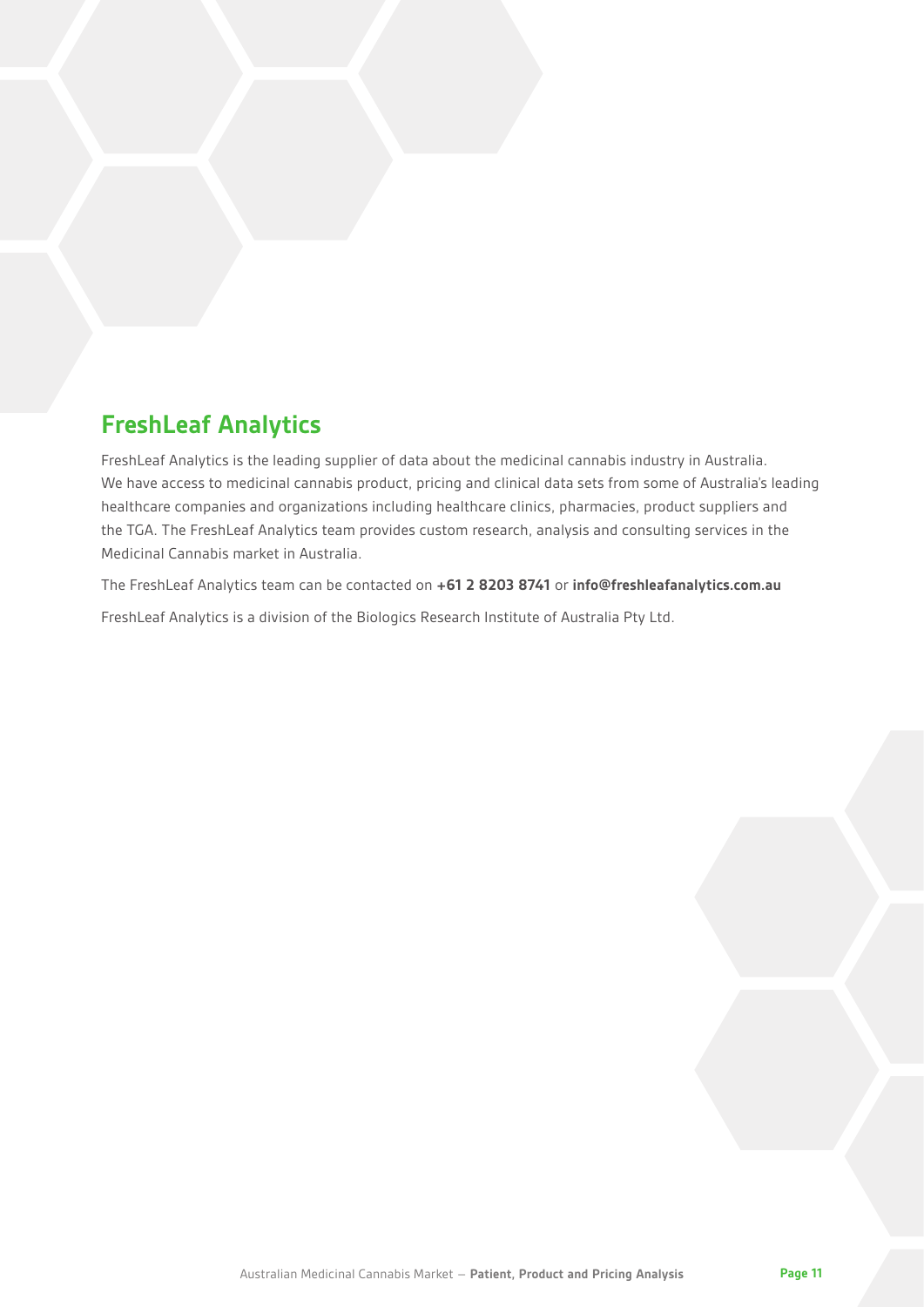## FreshLeaf Analytics

FreshLeaf Analytics is the leading supplier of data about the medicinal cannabis industry in Australia. We have access to medicinal cannabis product, pricing and clinical data sets from some of Australia's leading healthcare companies and organizations including healthcare clinics, pharmacies, product suppliers and the TGA. The FreshLeaf Analytics team provides custom research, analysis and consulting services in the Medicinal Cannabis market in Australia.

The FreshLeaf Analytics team can be contacted on **+61 2 8203 8741** or **info@freshleafanalytics.com.au**

FreshLeaf Analytics is a division of the Biologics Research Institute of Australia Pty Ltd.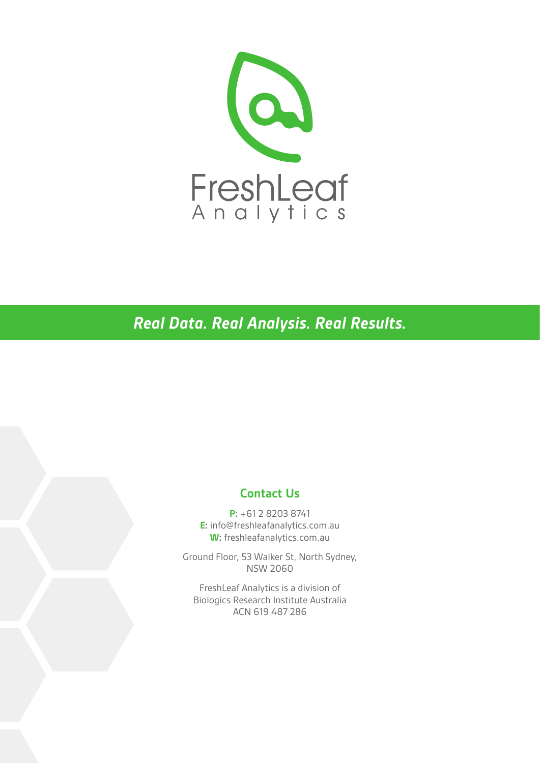FreshLeaf
Analytics

***Real Data. Real Analysis. Real Results.***

## Contact Us

**P:** +61 2 8203 8741
**E:** info@freshleafanalytics.com.au
**W:** freshleafanalytics.com.au

Ground Floor, 53 Walker St, North Sydney, NSW 2060

FreshLeaf Analytics is a division of Biologics Research Institute Australia
ACN 619 487 286